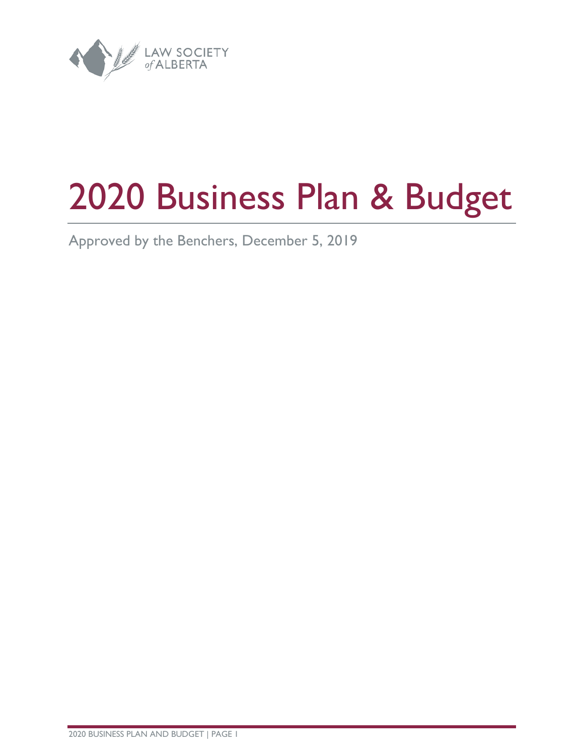LAW SOCIETY *of* ALBERTA

# 2020 Business Plan & Budget

Approved by the Benchers, December 5, 2019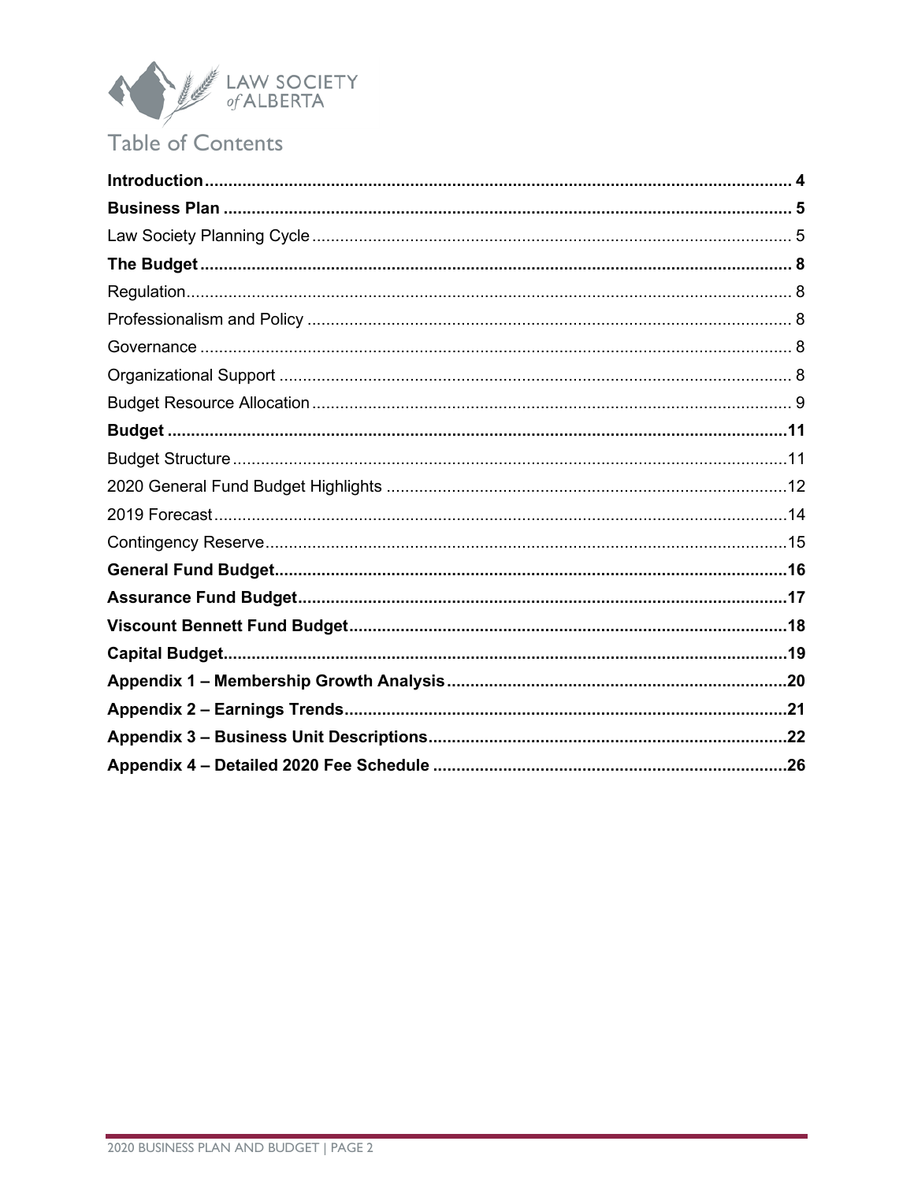# Table of Contents

**Introduction** .......... **4**

**Business Plan** .......... **5**

Law Society Planning Cycle .......... 5

**The Budget** .......... **8**

Regulation .......... 8

Professionalism and Policy .......... 8

Governance .......... 8

Organizational Support .......... 8

Budget Resource Allocation .......... 9

**Budget** .......... **11**

Budget Structure .......... 11

2020 General Fund Budget Highlights .......... 12

2019 Forecast .......... 14

Contingency Reserve .......... 15

**General Fund Budget** .......... **16**

**Assurance Fund Budget** .......... **17**

**Viscount Bennett Fund Budget** .......... **18**

**Capital Budget** .......... **19**

**Appendix 1 – Membership Growth Analysis** .......... **20**

**Appendix 2 – Earnings Trends** .......... **21**

**Appendix 3 – Business Unit Descriptions** .......... **22**

**Appendix 4 – Detailed 2020 Fee Schedule** .......... **26**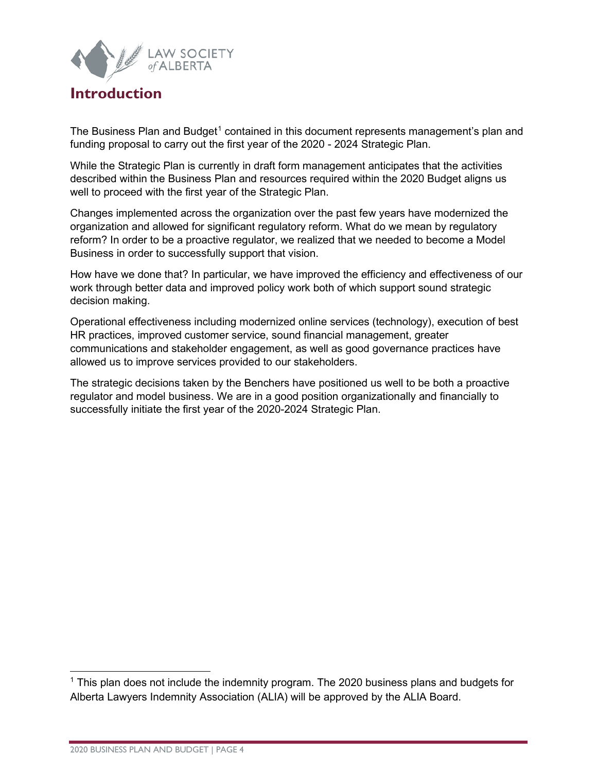# Introduction

The Business Plan and Budget[1] contained in this document represents management's plan and funding proposal to carry out the first year of the 2020 - 2024 Strategic Plan.

While the Strategic Plan is currently in draft form management anticipates that the activities described within the Business Plan and resources required within the 2020 Budget aligns us well to proceed with the first year of the Strategic Plan.

Changes implemented across the organization over the past few years have modernized the organization and allowed for significant regulatory reform. What do we mean by regulatory reform? In order to be a proactive regulator, we realized that we needed to become a Model Business in order to successfully support that vision.

How have we done that? In particular, we have improved the efficiency and effectiveness of our work through better data and improved policy work both of which support sound strategic decision making.

Operational effectiveness including modernized online services (technology), execution of best HR practices, improved customer service, sound financial management, greater communications and stakeholder engagement, as well as good governance practices have allowed us to improve services provided to our stakeholders.

The strategic decisions taken by the Benchers have positioned us well to be both a proactive regulator and model business. We are in a good position organizationally and financially to successfully initiate the first year of the 2020-2024 Strategic Plan.

---

[1] This plan does not include the indemnity program. The 2020 business plans and budgets for Alberta Lawyers Indemnity Association (ALIA) will be approved by the ALIA Board.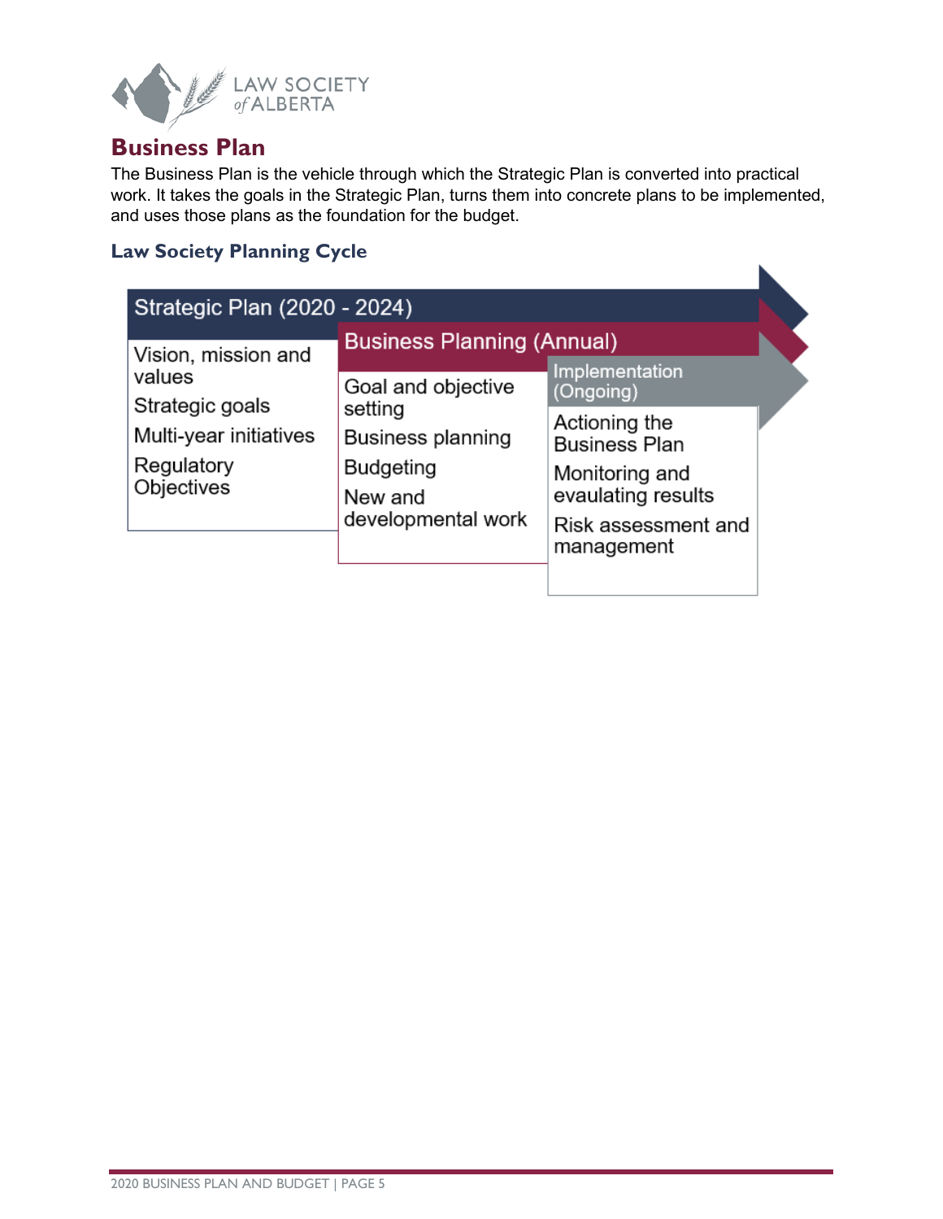## Business Plan

The Business Plan is the vehicle through which the Strategic Plan is converted into practical work. It takes the goals in the Strategic Plan, turns them into concrete plans to be implemented, and uses those plans as the foundation for the budget.

### Law Society Planning Cycle

| Strategic Plan (2020 - 2024) | Business Planning (Annual) | Implementation (Ongoing) |
|---|---|---|
| Vision, mission and values | Goal and objective setting | Actioning the Business Plan |
| Strategic goals | Business planning | Monitoring and evaulating results |
| Multi-year initiatives | Budgeting | Risk assessment and management |
| Regulatory Objectives | New and developmental work | |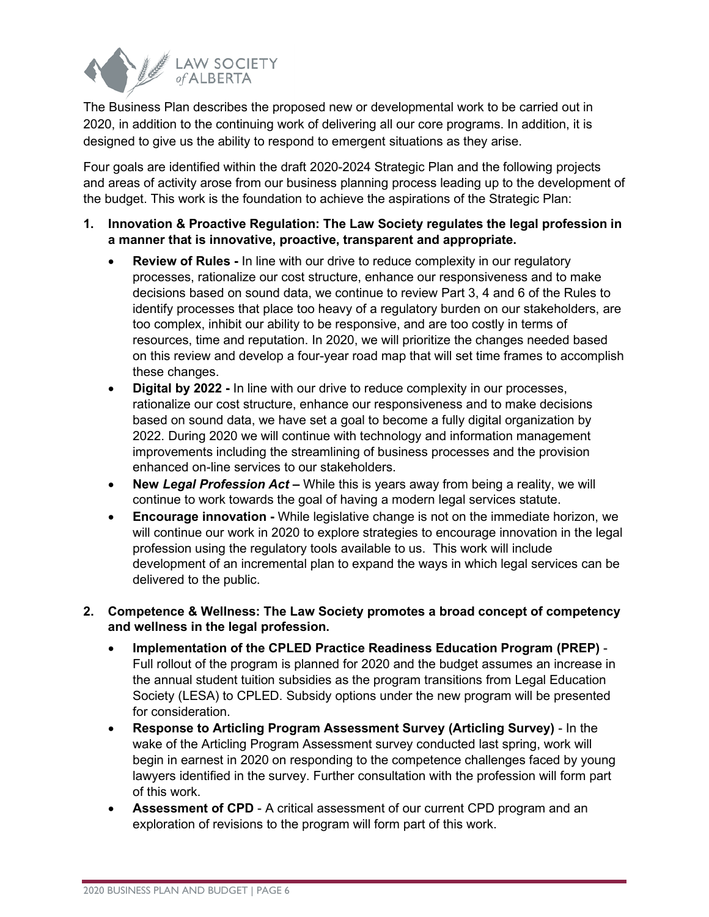The Business Plan describes the proposed new or developmental work to be carried out in 2020, in addition to the continuing work of delivering all our core programs. In addition, it is designed to give us the ability to respond to emergent situations as they arise.

Four goals are identified within the draft 2020-2024 Strategic Plan and the following projects and areas of activity arose from our business planning process leading up to the development of the budget. This work is the foundation to achieve the aspirations of the Strategic Plan:

1. **Innovation & Proactive Regulation: The Law Society regulates the legal profession in a manner that is innovative, proactive, transparent and appropriate.**
   - **Review of Rules -** In line with our drive to reduce complexity in our regulatory processes, rationalize our cost structure, enhance our responsiveness and to make decisions based on sound data, we continue to review Part 3, 4 and 6 of the Rules to identify processes that place too heavy of a regulatory burden on our stakeholders, are too complex, inhibit our ability to be responsive, and are too costly in terms of resources, time and reputation. In 2020, we will prioritize the changes needed based on this review and develop a four-year road map that will set time frames to accomplish these changes.
   - **Digital by 2022 -** In line with our drive to reduce complexity in our processes, rationalize our cost structure, enhance our responsiveness and to make decisions based on sound data, we have set a goal to become a fully digital organization by 2022. During 2020 we will continue with technology and information management improvements including the streamlining of business processes and the provision enhanced on-line services to our stakeholders.
   - **New *Legal Profession Act* –** While this is years away from being a reality, we will continue to work towards the goal of having a modern legal services statute.
   - **Encourage innovation -** While legislative change is not on the immediate horizon, we will continue our work in 2020 to explore strategies to encourage innovation in the legal profession using the regulatory tools available to us. This work will include development of an incremental plan to expand the ways in which legal services can be delivered to the public.

2. **Competence & Wellness: The Law Society promotes a broad concept of competency and wellness in the legal profession.**
   - **Implementation of the CPLED Practice Readiness Education Program (PREP)** - Full rollout of the program is planned for 2020 and the budget assumes an increase in the annual student tuition subsidies as the program transitions from Legal Education Society (LESA) to CPLED. Subsidy options under the new program will be presented for consideration.
   - **Response to Articling Program Assessment Survey (Articling Survey)** - In the wake of the Articling Program Assessment survey conducted last spring, work will begin in earnest in 2020 on responding to the competence challenges faced by young lawyers identified in the survey. Further consultation with the profession will form part of this work.
   - **Assessment of CPD** - A critical assessment of our current CPD program and an exploration of revisions to the program will form part of this work.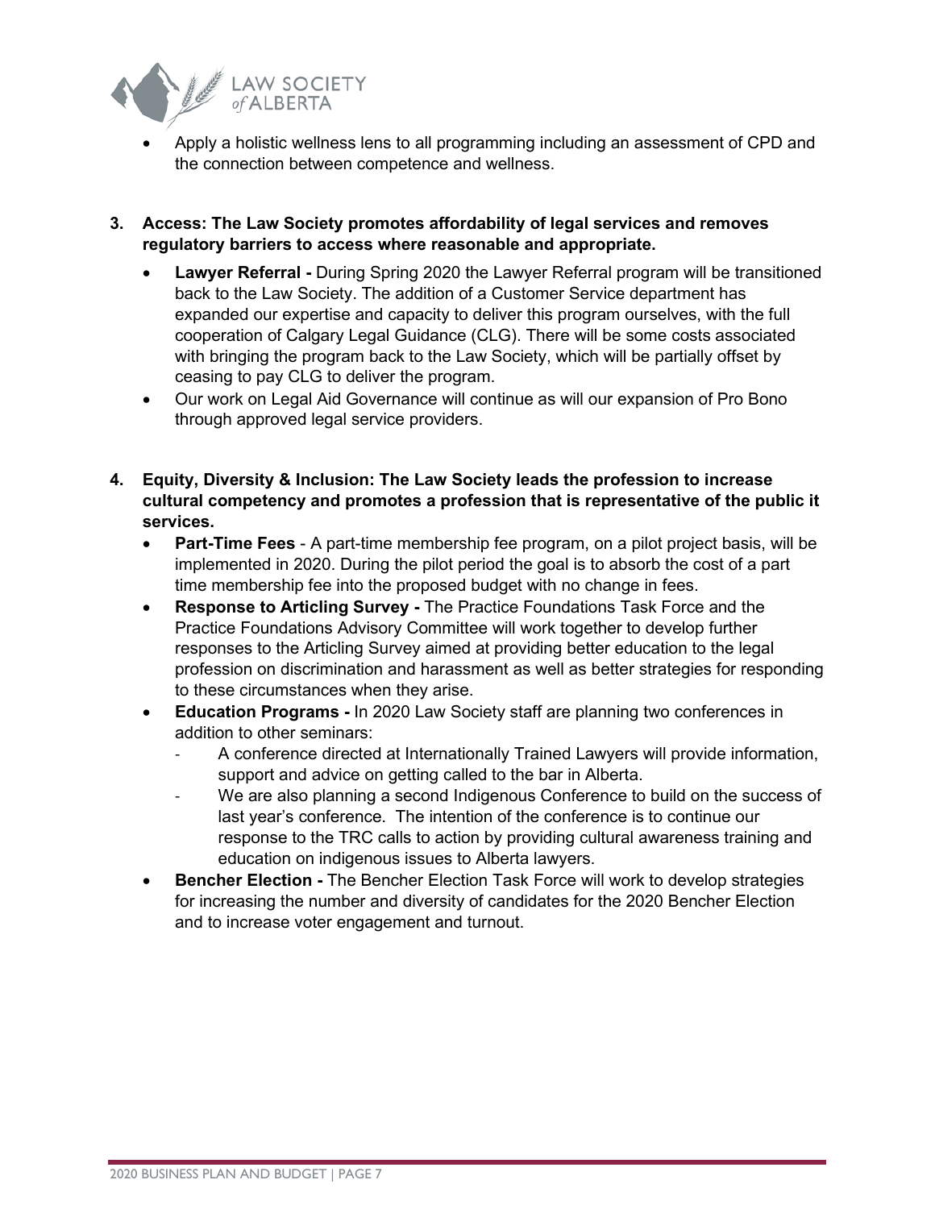- Apply a holistic wellness lens to all programming including an assessment of CPD and the connection between competence and wellness.

3. **Access: The Law Society promotes affordability of legal services and removes regulatory barriers to access where reasonable and appropriate.**
   - **Lawyer Referral -** During Spring 2020 the Lawyer Referral program will be transitioned back to the Law Society. The addition of a Customer Service department has expanded our expertise and capacity to deliver this program ourselves, with the full cooperation of Calgary Legal Guidance (CLG). There will be some costs associated with bringing the program back to the Law Society, which will be partially offset by ceasing to pay CLG to deliver the program.
   - Our work on Legal Aid Governance will continue as will our expansion of Pro Bono through approved legal service providers.

4. **Equity, Diversity & Inclusion: The Law Society leads the profession to increase cultural competency and promotes a profession that is representative of the public it services.**
   - **Part-Time Fees** - A part-time membership fee program, on a pilot project basis, will be implemented in 2020. During the pilot period the goal is to absorb the cost of a part time membership fee into the proposed budget with no change in fees.
   - **Response to Articling Survey -** The Practice Foundations Task Force and the Practice Foundations Advisory Committee will work together to develop further responses to the Articling Survey aimed at providing better education to the legal profession on discrimination and harassment as well as better strategies for responding to these circumstances when they arise.
   - **Education Programs -** In 2020 Law Society staff are planning two conferences in addition to other seminars:
     - A conference directed at Internationally Trained Lawyers will provide information, support and advice on getting called to the bar in Alberta.
     - We are also planning a second Indigenous Conference to build on the success of last year's conference. The intention of the conference is to continue our response to the TRC calls to action by providing cultural awareness training and education on indigenous issues to Alberta lawyers.
   - **Bencher Election -** The Bencher Election Task Force will work to develop strategies for increasing the number and diversity of candidates for the 2020 Bencher Election and to increase voter engagement and turnout.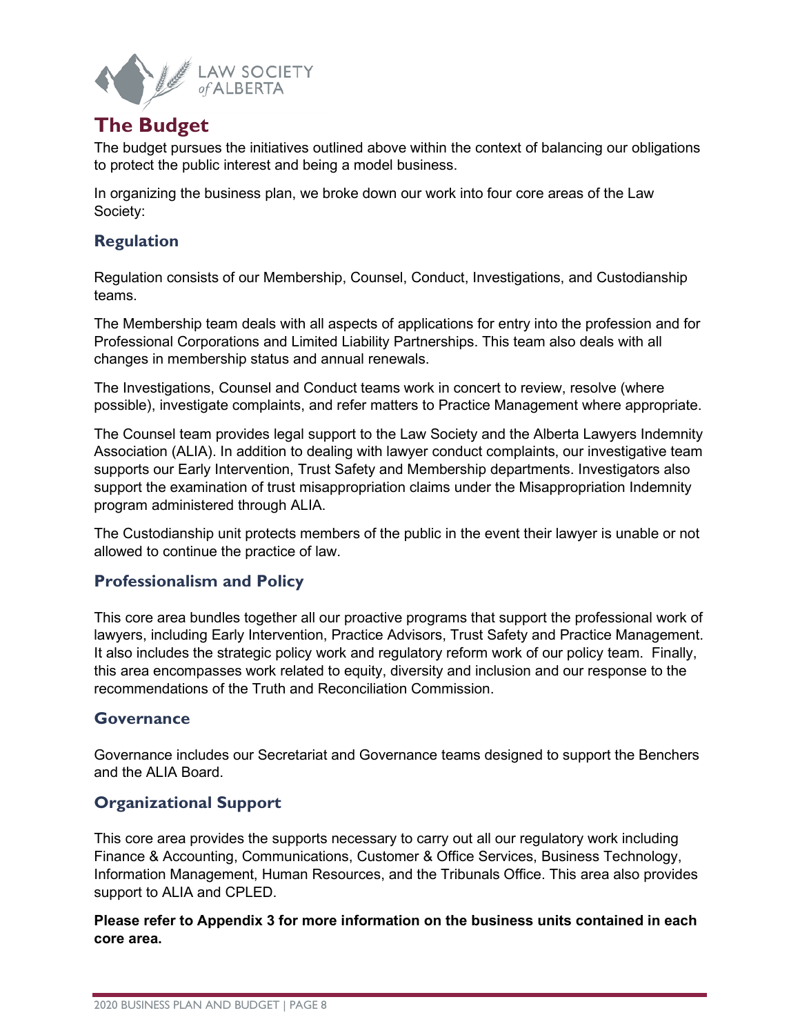# The Budget

The budget pursues the initiatives outlined above within the context of balancing our obligations to protect the public interest and being a model business.

In organizing the business plan, we broke down our work into four core areas of the Law Society:

## Regulation

Regulation consists of our Membership, Counsel, Conduct, Investigations, and Custodianship teams.

The Membership team deals with all aspects of applications for entry into the profession and for Professional Corporations and Limited Liability Partnerships. This team also deals with all changes in membership status and annual renewals.

The Investigations, Counsel and Conduct teams work in concert to review, resolve (where possible), investigate complaints, and refer matters to Practice Management where appropriate.

The Counsel team provides legal support to the Law Society and the Alberta Lawyers Indemnity Association (ALIA). In addition to dealing with lawyer conduct complaints, our investigative team supports our Early Intervention, Trust Safety and Membership departments. Investigators also support the examination of trust misappropriation claims under the Misappropriation Indemnity program administered through ALIA.

The Custodianship unit protects members of the public in the event their lawyer is unable or not allowed to continue the practice of law.

## Professionalism and Policy

This core area bundles together all our proactive programs that support the professional work of lawyers, including Early Intervention, Practice Advisors, Trust Safety and Practice Management. It also includes the strategic policy work and regulatory reform work of our policy team. Finally, this area encompasses work related to equity, diversity and inclusion and our response to the recommendations of the Truth and Reconciliation Commission.

## Governance

Governance includes our Secretariat and Governance teams designed to support the Benchers and the ALIA Board.

## Organizational Support

This core area provides the supports necessary to carry out all our regulatory work including Finance & Accounting, Communications, Customer & Office Services, Business Technology, Information Management, Human Resources, and the Tribunals Office. This area also provides support to ALIA and CPLED.

**Please refer to Appendix 3 for more information on the business units contained in each core area.**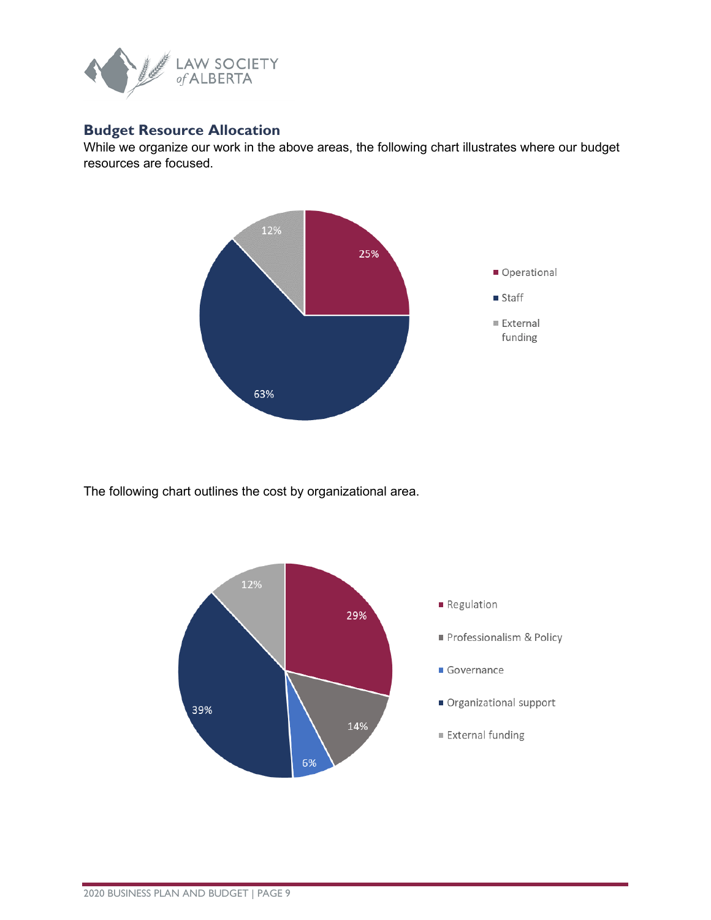## Budget Resource Allocation

While we organize our work in the above areas, the following chart illustrates where our budget resources are focused.

| Category | Percentage |
|---|---|
| Operational | 25% |
| Staff | 63% |
| External funding | 12% |

The following chart outlines the cost by organizational area.

| Area | Percentage |
|---|---|
| Regulation | 29% |
| Professionalism & Policy | 14% |
| Governance | 6% |
| Organizational support | 39% |
| External funding | 12% |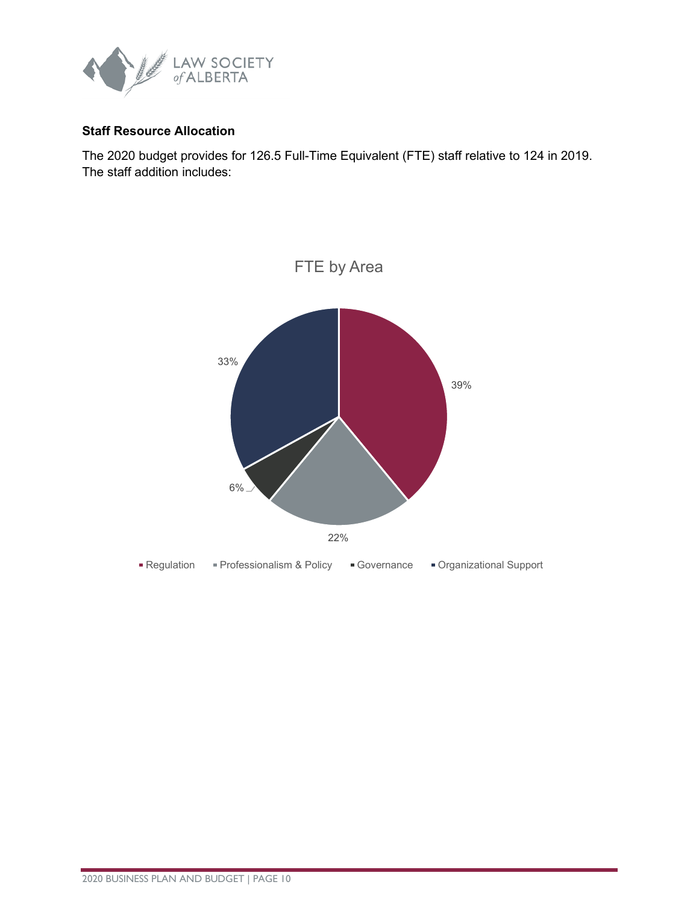**Staff Resource Allocation**

The 2020 budget provides for 126.5 Full-Time Equivalent (FTE) staff relative to 124 in 2019. The staff addition includes:

FTE by Area

| Area | Percentage |
|---|---|
| Regulation | 39% |
| Professionalism & Policy | 22% |
| Governance | 6% |
| Organizational Support | 33% |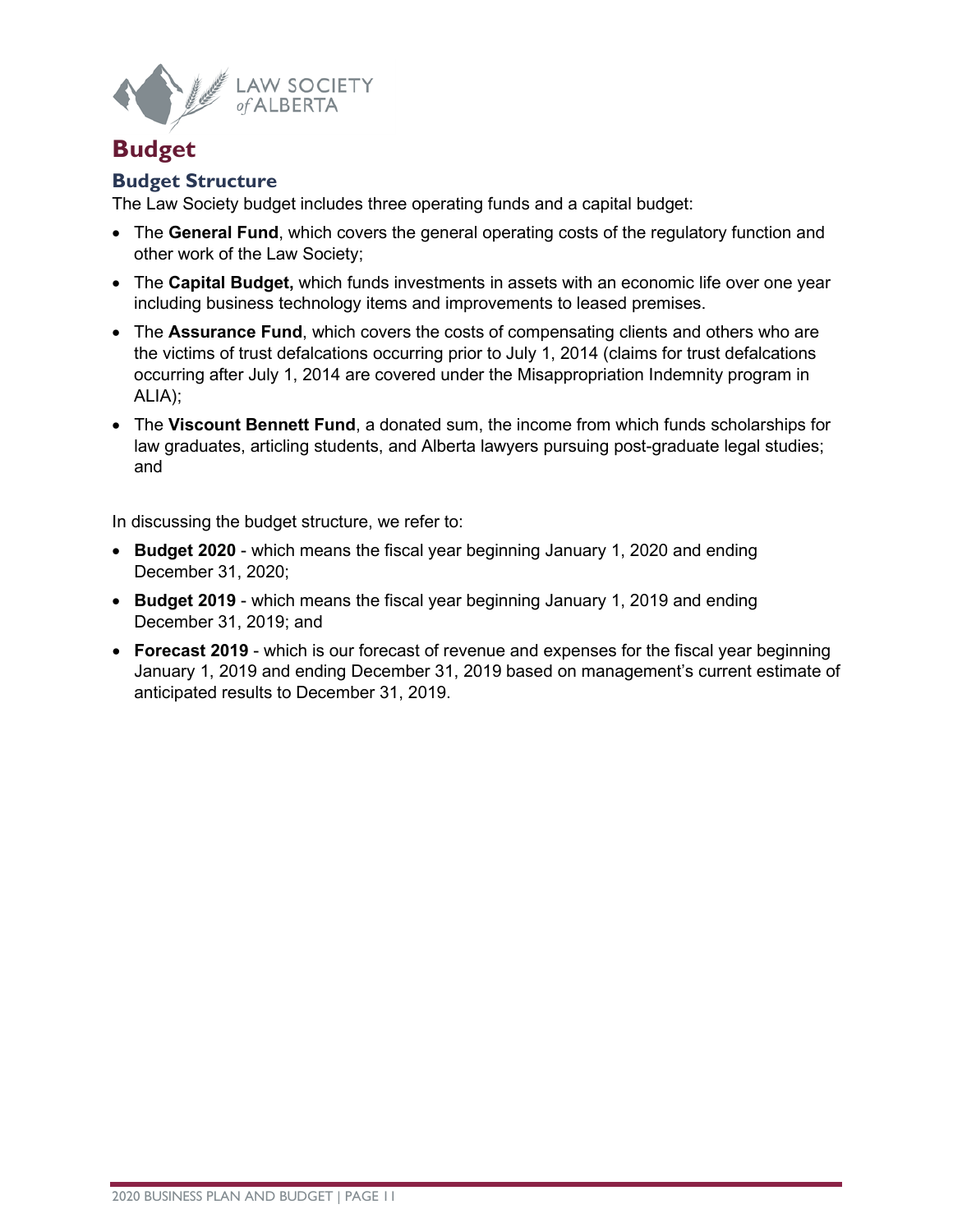# Budget

## Budget Structure

The Law Society budget includes three operating funds and a capital budget:

- The **General Fund**, which covers the general operating costs of the regulatory function and other work of the Law Society;
- The **Capital Budget,** which funds investments in assets with an economic life over one year including business technology items and improvements to leased premises.
- The **Assurance Fund**, which covers the costs of compensating clients and others who are the victims of trust defalcations occurring prior to July 1, 2014 (claims for trust defalcations occurring after July 1, 2014 are covered under the Misappropriation Indemnity program in ALIA);
- The **Viscount Bennett Fund**, a donated sum, the income from which funds scholarships for law graduates, articling students, and Alberta lawyers pursuing post-graduate legal studies; and

In discussing the budget structure, we refer to:

- **Budget 2020** - which means the fiscal year beginning January 1, 2020 and ending December 31, 2020;
- **Budget 2019** - which means the fiscal year beginning January 1, 2019 and ending December 31, 2019; and
- **Forecast 2019** - which is our forecast of revenue and expenses for the fiscal year beginning January 1, 2019 and ending December 31, 2019 based on management's current estimate of anticipated results to December 31, 2019.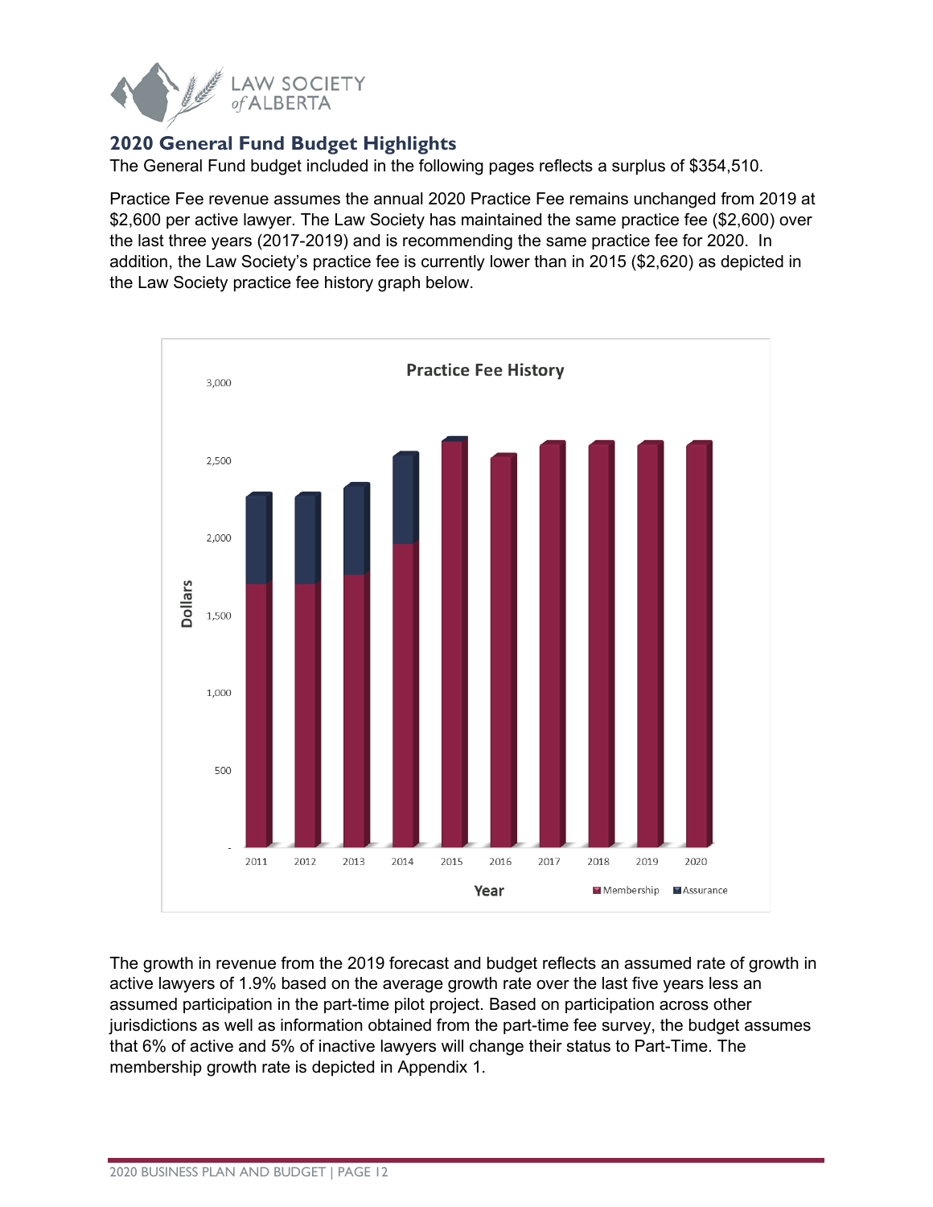## 2020 General Fund Budget Highlights

The General Fund budget included in the following pages reflects a surplus of $354,510.

Practice Fee revenue assumes the annual 2020 Practice Fee remains unchanged from 2019 at $2,600 per active lawyer. The Law Society has maintained the same practice fee ($2,600) over the last three years (2017-2019) and is recommending the same practice fee for 2020. In addition, the Law Society's practice fee is currently lower than in 2015 ($2,620) as depicted in the Law Society practice fee history graph below.

The growth in revenue from the 2019 forecast and budget reflects an assumed rate of growth in active lawyers of 1.9% based on the average growth rate over the last five years less an assumed participation in the part-time pilot project. Based on participation across other jurisdictions as well as information obtained from the part-time fee survey, the budget assumes that 6% of active and 5% of inactive lawyers will change their status to Part-Time. The membership growth rate is depicted in Appendix 1.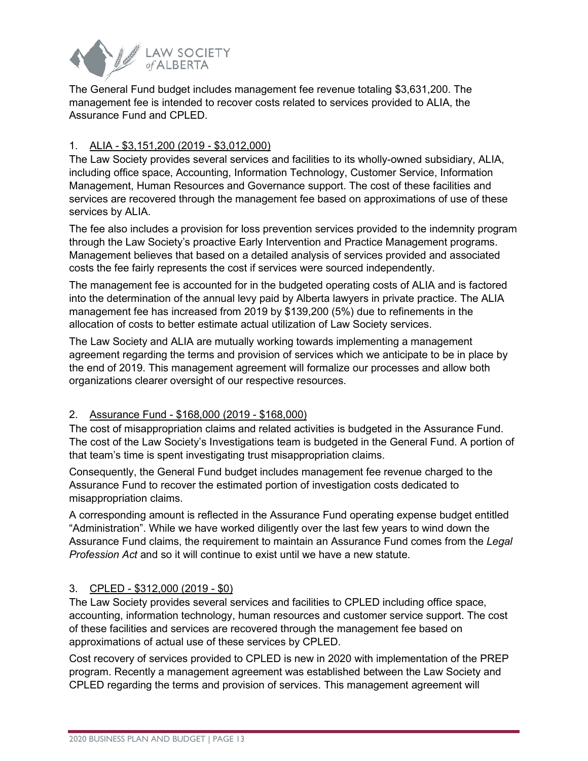The General Fund budget includes management fee revenue totaling $3,631,200. The management fee is intended to recover costs related to services provided to ALIA, the Assurance Fund and CPLED.

1. <u>ALIA - $3,151,200 (2019 - $3,012,000)</u>

The Law Society provides several services and facilities to its wholly-owned subsidiary, ALIA, including office space, Accounting, Information Technology, Customer Service, Information Management, Human Resources and Governance support. The cost of these facilities and services are recovered through the management fee based on approximations of use of these services by ALIA.

The fee also includes a provision for loss prevention services provided to the indemnity program through the Law Society's proactive Early Intervention and Practice Management programs. Management believes that based on a detailed analysis of services provided and associated costs the fee fairly represents the cost if services were sourced independently.

The management fee is accounted for in the budgeted operating costs of ALIA and is factored into the determination of the annual levy paid by Alberta lawyers in private practice. The ALIA management fee has increased from 2019 by $139,200 (5%) due to refinements in the allocation of costs to better estimate actual utilization of Law Society services.

The Law Society and ALIA are mutually working towards implementing a management agreement regarding the terms and provision of services which we anticipate to be in place by the end of 2019. This management agreement will formalize our processes and allow both organizations clearer oversight of our respective resources.

2. <u>Assurance Fund - $168,000 (2019 - $168,000)</u>

The cost of misappropriation claims and related activities is budgeted in the Assurance Fund. The cost of the Law Society's Investigations team is budgeted in the General Fund. A portion of that team's time is spent investigating trust misappropriation claims.

Consequently, the General Fund budget includes management fee revenue charged to the Assurance Fund to recover the estimated portion of investigation costs dedicated to misappropriation claims.

A corresponding amount is reflected in the Assurance Fund operating expense budget entitled "Administration". While we have worked diligently over the last few years to wind down the Assurance Fund claims, the requirement to maintain an Assurance Fund comes from the *Legal Profession Act* and so it will continue to exist until we have a new statute.

3. <u>CPLED - $312,000 (2019 - $0)</u>

The Law Society provides several services and facilities to CPLED including office space, accounting, information technology, human resources and customer service support. The cost of these facilities and services are recovered through the management fee based on approximations of actual use of these services by CPLED.

Cost recovery of services provided to CPLED is new in 2020 with implementation of the PREP program. Recently a management agreement was established between the Law Society and CPLED regarding the terms and provision of services. This management agreement will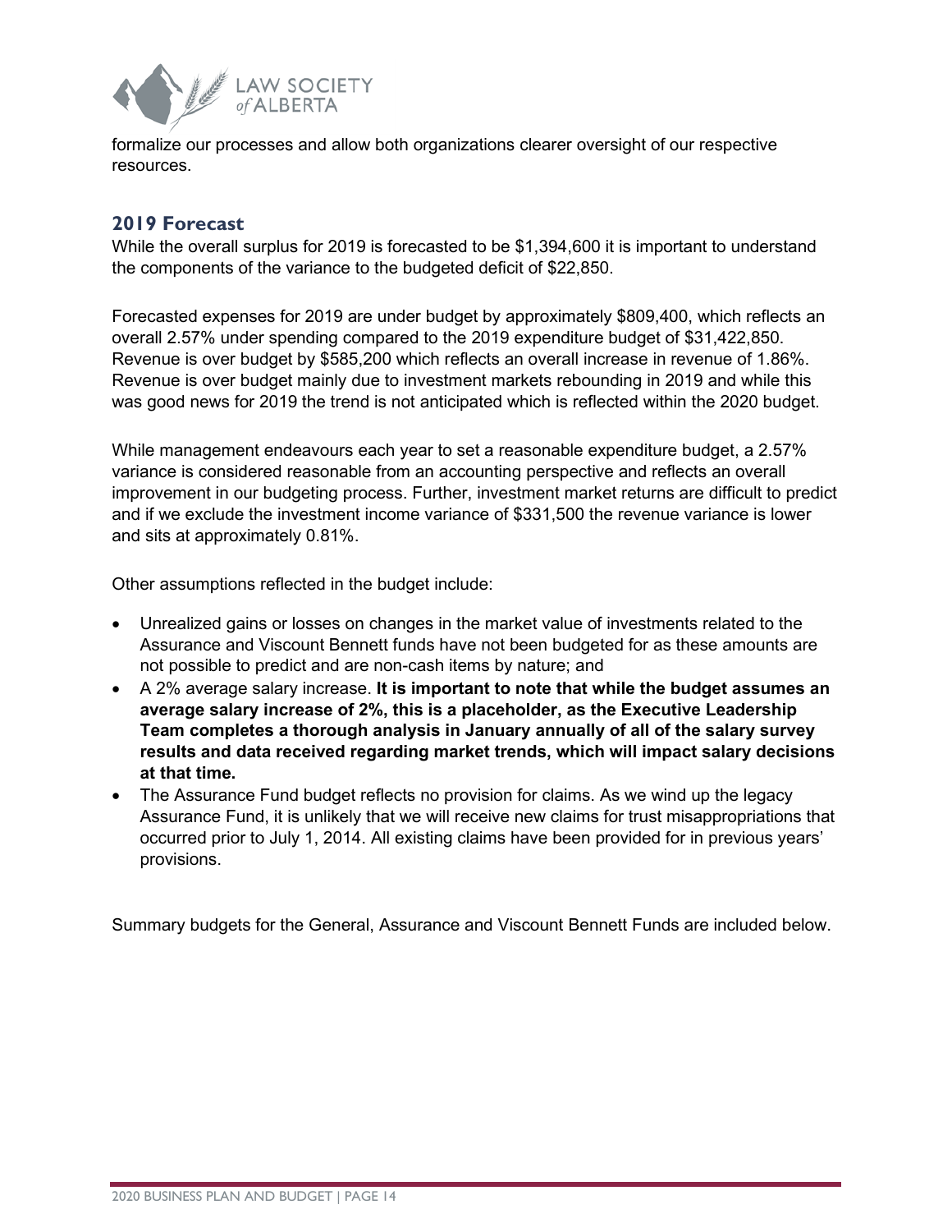formalize our processes and allow both organizations clearer oversight of our respective resources.

## 2019 Forecast

While the overall surplus for 2019 is forecasted to be $1,394,600 it is important to understand the components of the variance to the budgeted deficit of $22,850.

Forecasted expenses for 2019 are under budget by approximately $809,400, which reflects an overall 2.57% under spending compared to the 2019 expenditure budget of $31,422,850. Revenue is over budget by $585,200 which reflects an overall increase in revenue of 1.86%. Revenue is over budget mainly due to investment markets rebounding in 2019 and while this was good news for 2019 the trend is not anticipated which is reflected within the 2020 budget.

While management endeavours each year to set a reasonable expenditure budget, a 2.57% variance is considered reasonable from an accounting perspective and reflects an overall improvement in our budgeting process. Further, investment market returns are difficult to predict and if we exclude the investment income variance of $331,500 the revenue variance is lower and sits at approximately 0.81%.

Other assumptions reflected in the budget include:

- Unrealized gains or losses on changes in the market value of investments related to the Assurance and Viscount Bennett funds have not been budgeted for as these amounts are not possible to predict and are non-cash items by nature; and
- A 2% average salary increase. **It is important to note that while the budget assumes an average salary increase of 2%, this is a placeholder, as the Executive Leadership Team completes a thorough analysis in January annually of all of the salary survey results and data received regarding market trends, which will impact salary decisions at that time.**
- The Assurance Fund budget reflects no provision for claims. As we wind up the legacy Assurance Fund, it is unlikely that we will receive new claims for trust misappropriations that occurred prior to July 1, 2014. All existing claims have been provided for in previous years' provisions.

Summary budgets for the General, Assurance and Viscount Bennett Funds are included below.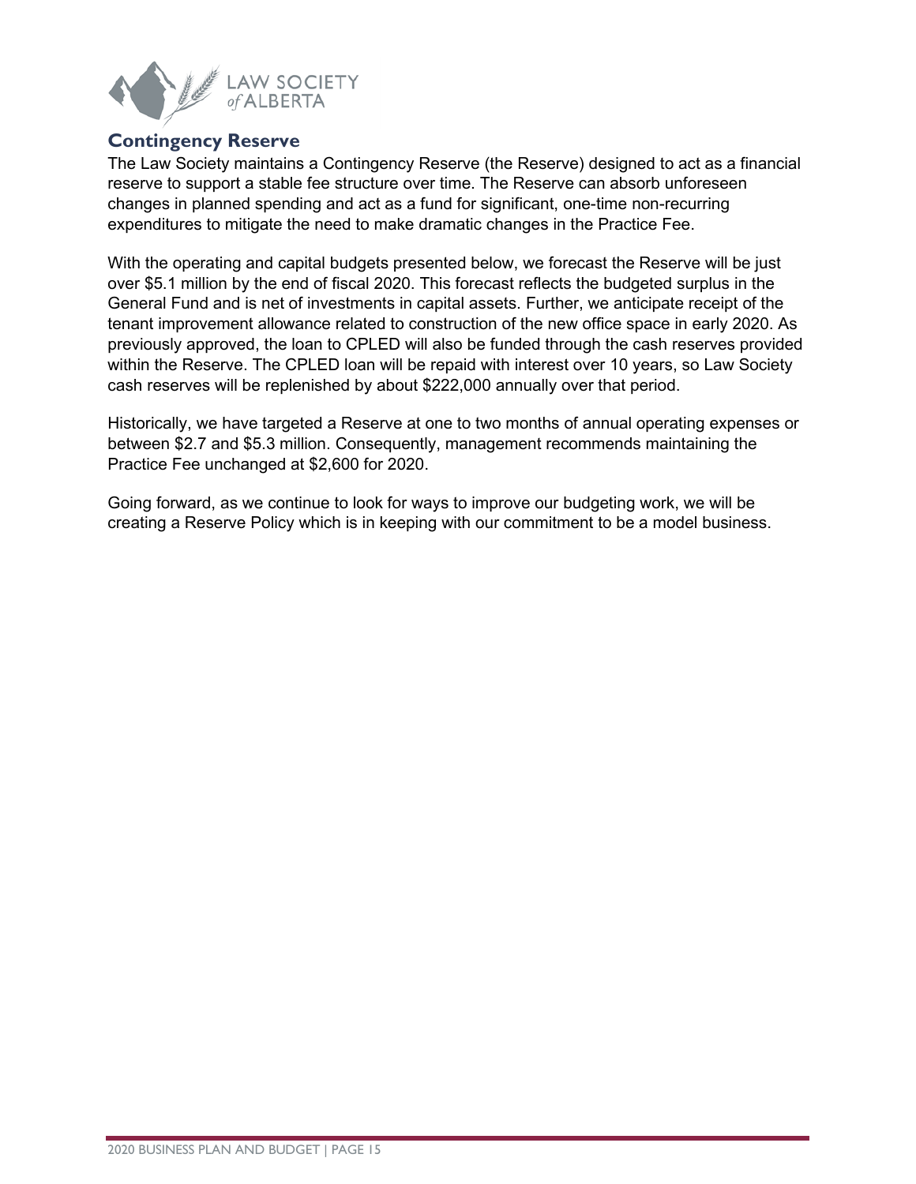## Contingency Reserve

The Law Society maintains a Contingency Reserve (the Reserve) designed to act as a financial reserve to support a stable fee structure over time. The Reserve can absorb unforeseen changes in planned spending and act as a fund for significant, one-time non-recurring expenditures to mitigate the need to make dramatic changes in the Practice Fee.

With the operating and capital budgets presented below, we forecast the Reserve will be just over $5.1 million by the end of fiscal 2020. This forecast reflects the budgeted surplus in the General Fund and is net of investments in capital assets. Further, we anticipate receipt of the tenant improvement allowance related to construction of the new office space in early 2020. As previously approved, the loan to CPLED will also be funded through the cash reserves provided within the Reserve. The CPLED loan will be repaid with interest over 10 years, so Law Society cash reserves will be replenished by about $222,000 annually over that period.

Historically, we have targeted a Reserve at one to two months of annual operating expenses or between $2.7 and $5.3 million. Consequently, management recommends maintaining the Practice Fee unchanged at $2,600 for 2020.

Going forward, as we continue to look for ways to improve our budgeting work, we will be creating a Reserve Policy which is in keeping with our commitment to be a model business.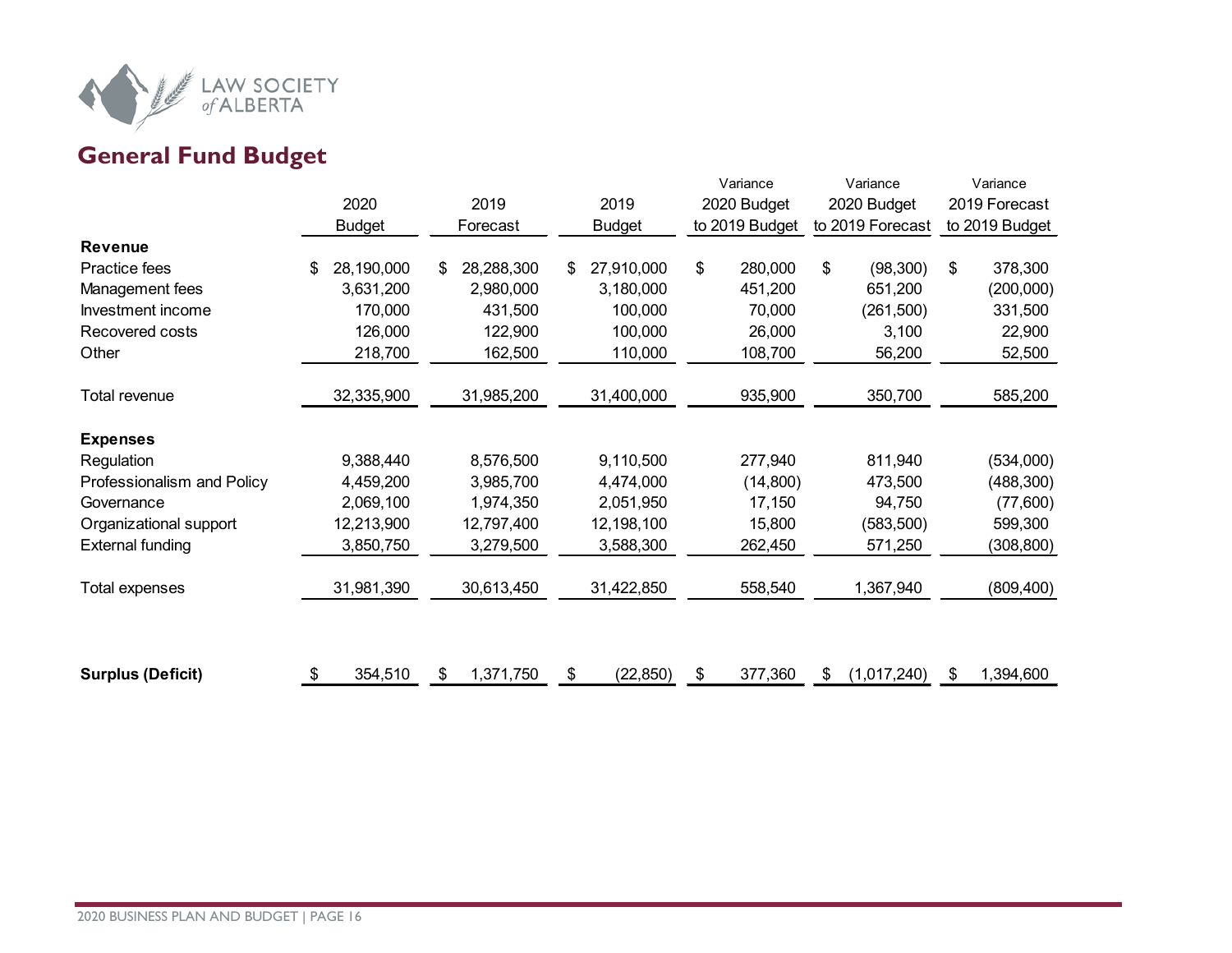## General Fund Budget

| | 2020 Budget | 2019 Forecast | 2019 Budget | Variance 2020 Budget to 2019 Budget | Variance 2020 Budget to 2019 Forecast | Variance 2019 Forecast to 2019 Budget |
|---|---|---|---|---|---|---|
| **Revenue** | | | | | | |
| Practice fees | $ 28,190,000 | $ 28,288,300 | $ 27,910,000 | $ 280,000 | $ (98,300) | $ 378,300 |
| Management fees | 3,631,200 | 2,980,000 | 3,180,000 | 451,200 | 651,200 | (200,000) |
| Investment income | 170,000 | 431,500 | 100,000 | 70,000 | (261,500) | 331,500 |
| Recovered costs | 126,000 | 122,900 | 100,000 | 26,000 | 3,100 | 22,900 |
| Other | 218,700 | 162,500 | 110,000 | 108,700 | 56,200 | 52,500 |
| Total revenue | 32,335,900 | 31,985,200 | 31,400,000 | 935,900 | 350,700 | 585,200 |
| **Expenses** | | | | | | |
| Regulation | 9,388,440 | 8,576,500 | 9,110,500 | 277,940 | 811,940 | (534,000) |
| Professionalism and Policy | 4,459,200 | 3,985,700 | 4,474,000 | (14,800) | 473,500 | (488,300) |
| Governance | 2,069,100 | 1,974,350 | 2,051,950 | 17,150 | 94,750 | (77,600) |
| Organizational support | 12,213,900 | 12,797,400 | 12,198,100 | 15,800 | (583,500) | 599,300 |
| External funding | 3,850,750 | 3,279,500 | 3,588,300 | 262,450 | 571,250 | (308,800) |
| Total expenses | 31,981,390 | 30,613,450 | 31,422,850 | 558,540 | 1,367,940 | (809,400) |
| **Surplus (Deficit)** | $ 354,510 | $ 1,371,750 | $ (22,850) | $ 377,360 | $ (1,017,240) | $ 1,394,600 |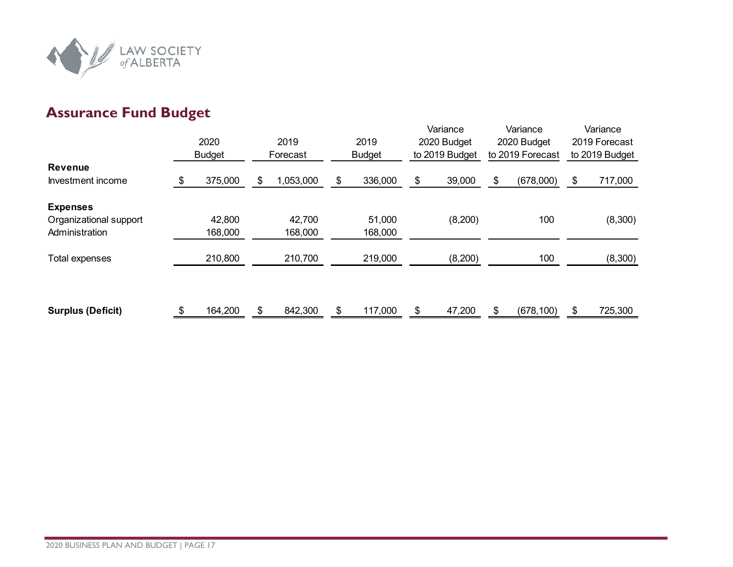## Assurance Fund Budget

| | 2020 Budget | 2019 Forecast | 2019 Budget | Variance 2020 Budget to 2019 Budget | Variance 2020 Budget to 2019 Forecast | Variance 2019 Forecast to 2019 Budget |
|---|---|---|---|---|---|---|
| **Revenue** | | | | | | |
| Investment income | $ 375,000 | $ 1,053,000 | $ 336,000 | $ 39,000 | $ (678,000) | $ 717,000 |
| **Expenses** | | | | | | |
| Organizational support | 42,800 | 42,700 | 51,000 | (8,200) | 100 | (8,300) |
| Administration | 168,000 | 168,000 | 168,000 | | | |
| Total expenses | 210,800 | 210,700 | 219,000 | (8,200) | 100 | (8,300) |
| **Surplus (Deficit)** | $ 164,200 | $ 842,300 | $ 117,000 | $ 47,200 | $ (678,100) | $ 725,300 |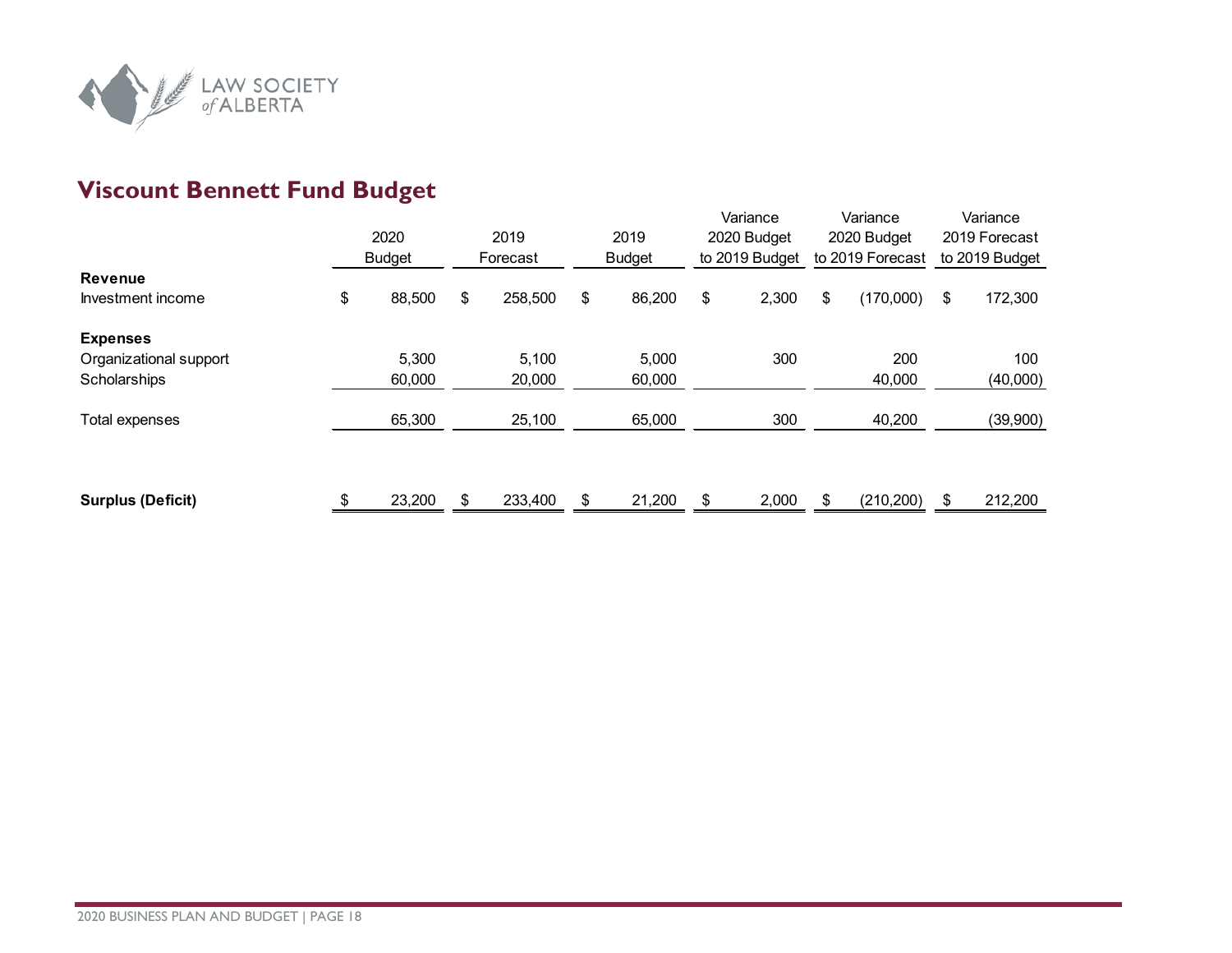## Viscount Bennett Fund Budget

| | 2020 Budget | 2019 Forecast | 2019 Budget | Variance 2020 Budget to 2019 Budget | Variance 2020 Budget to 2019 Forecast | Variance 2019 Forecast to 2019 Budget |
|---|---|---|---|---|---|---|
| **Revenue** | | | | | | |
| Investment income | $ 88,500 | $ 258,500 | $ 86,200 | $ 2,300 | $ (170,000) | $ 172,300 |
| **Expenses** | | | | | | |
| Organizational support | 5,300 | 5,100 | 5,000 | 300 | 200 | 100 |
| Scholarships | 60,000 | 20,000 | 60,000 | | 40,000 | (40,000) |
| Total expenses | 65,300 | 25,100 | 65,000 | 300 | 40,200 | (39,900) |
| **Surplus (Deficit)** | $ 23,200 | $ 233,400 | $ 21,200 | $ 2,000 | $ (210,200) | $ 212,200 |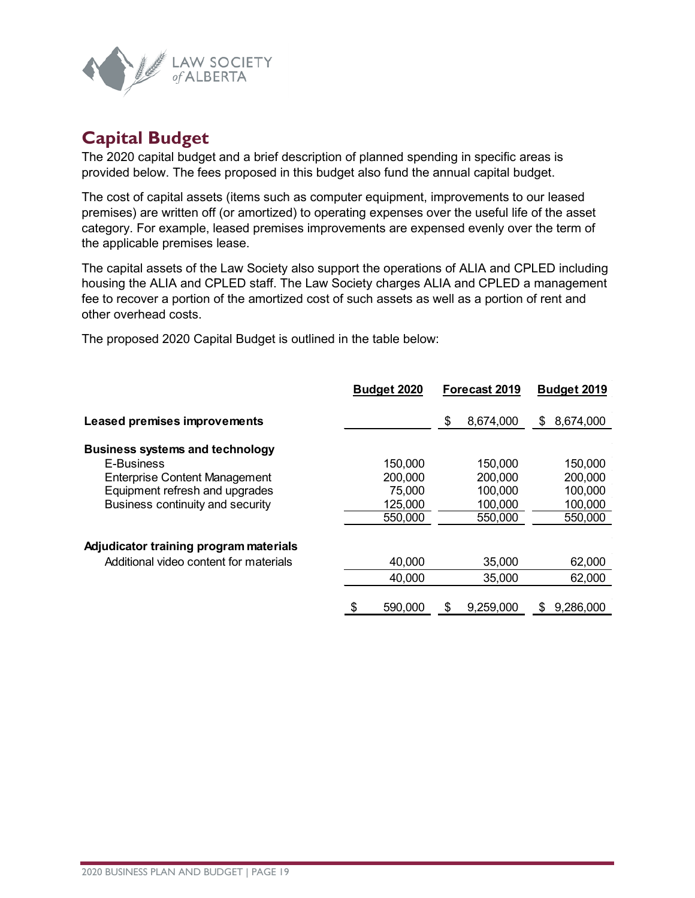## Capital Budget

The 2020 capital budget and a brief description of planned spending in specific areas is provided below. The fees proposed in this budget also fund the annual capital budget.

The cost of capital assets (items such as computer equipment, improvements to our leased premises) are written off (or amortized) to operating expenses over the useful life of the asset category. For example, leased premises improvements are expensed evenly over the term of the applicable premises lease.

The capital assets of the Law Society also support the operations of ALIA and CPLED including housing the ALIA and CPLED staff. The Law Society charges ALIA and CPLED a management fee to recover a portion of the amortized cost of such assets as well as a portion of rent and other overhead costs.

The proposed 2020 Capital Budget is outlined in the table below:

| | Budget 2020 | Forecast 2019 | Budget 2019 |
|---|---|---|---|
| **Leased premises improvements** | | $ 8,674,000 | $ 8,674,000 |
| **Business systems and technology** | | | |
| E-Business | 150,000 | 150,000 | 150,000 |
| Enterprise Content Management | 200,000 | 200,000 | 200,000 |
| Equipment refresh and upgrades | 75,000 | 100,000 | 100,000 |
| Business continuity and security | 125,000 | 100,000 | 100,000 |
| | 550,000 | 550,000 | 550,000 |
| **Adjudicator training program materials** | | | |
| Additional video content for materials | 40,000 | 35,000 | 62,000 |
| | 40,000 | 35,000 | 62,000 |
| | $ 590,000 | $ 9,259,000 | $ 9,286,000 |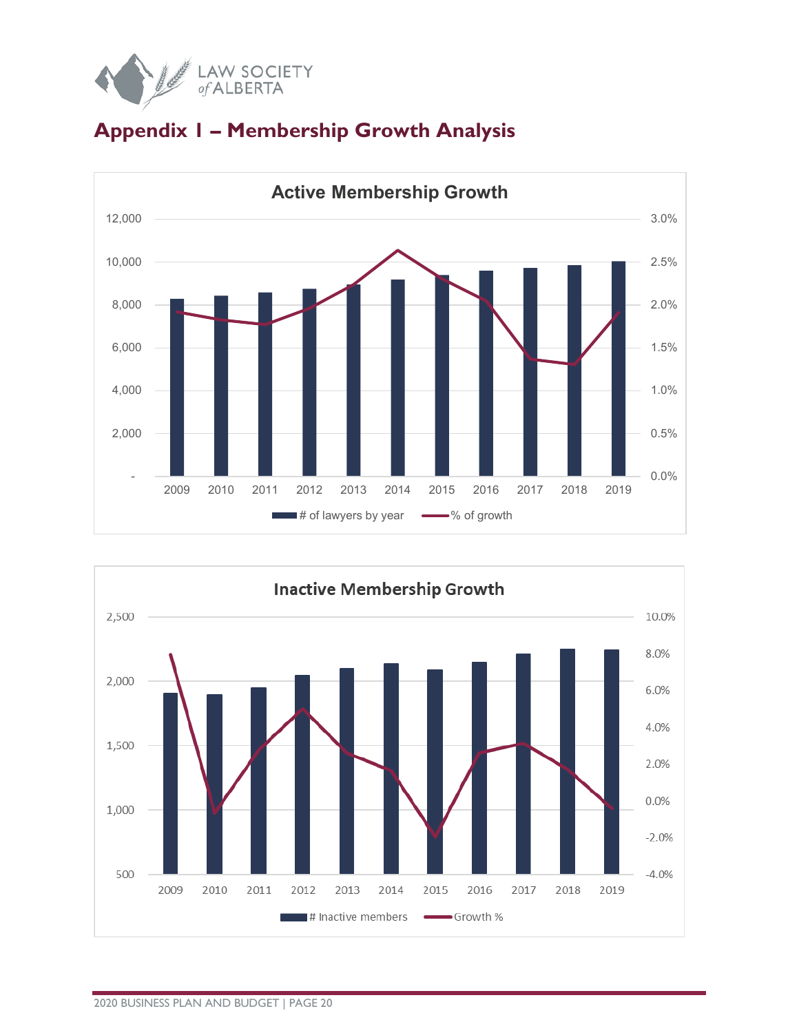# Appendix I – Membership Growth Analysis

**Active Membership Growth**

12,000 | 10,000 | 8,000 | 6,000 | 4,000 | 2,000 | -

3.0% | 2.5% | 2.0% | 1.5% | 1.0% | 0.5% | 0.0%

2009 2010 2011 2012 2013 2014 2015 2016 2017 2018 2019

# of lawyers by year — % of growth

**Inactive Membership Growth**

2,500 | 2,000 | 1,500 | 1,000 | 500

10.0% | 8.0% | 6.0% | 4.0% | 2.0% | 0.0% | -2.0% | -4.0%

2009 2010 2011 2012 2013 2014 2015 2016 2017 2018 2019

# Inactive members — Growth %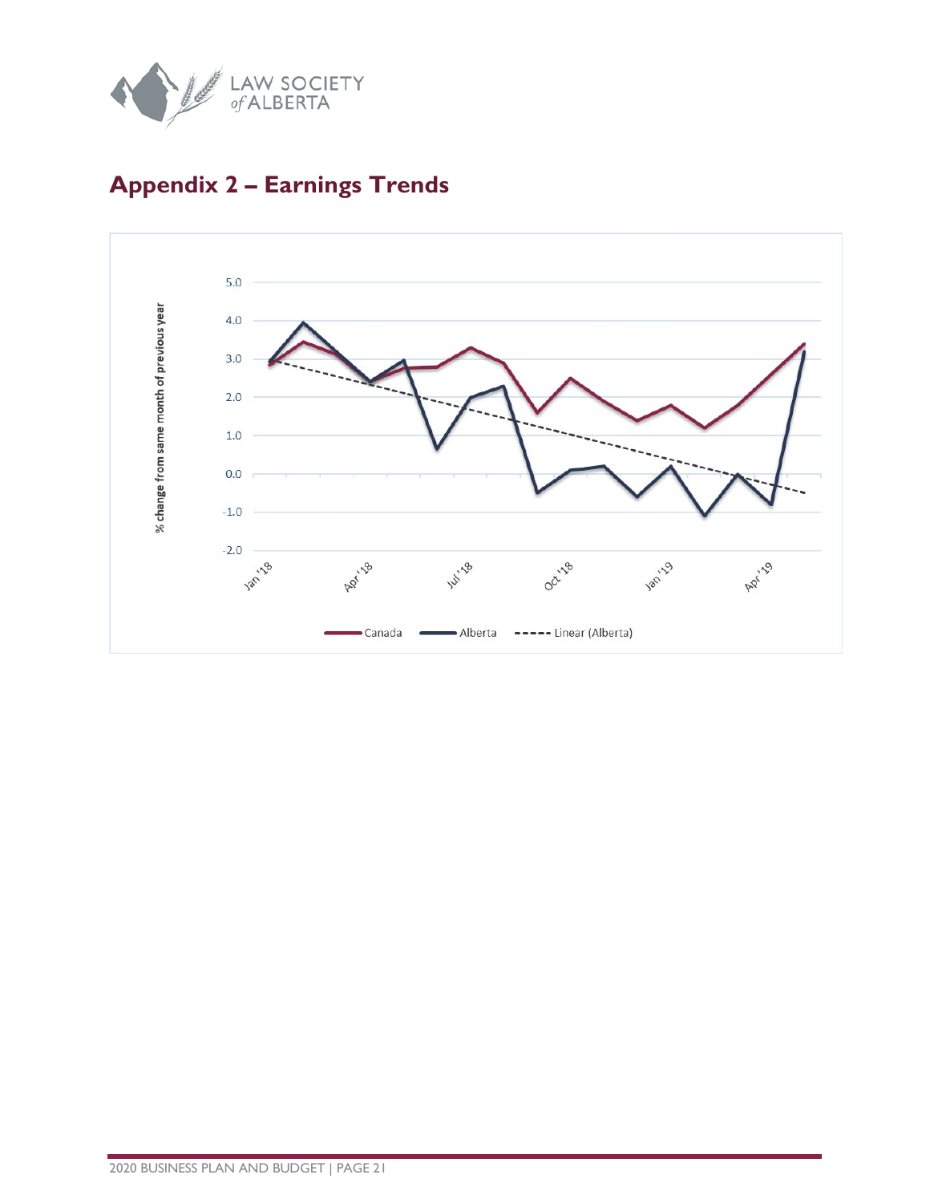## Appendix 2 – Earnings Trends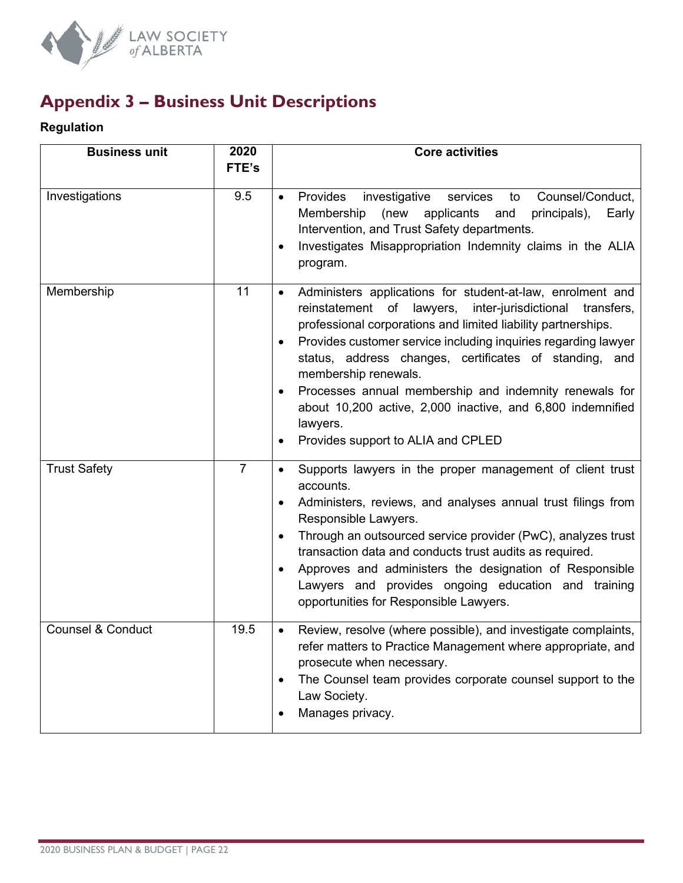# Appendix 3 – Business Unit Descriptions

**Regulation**

| Business unit | 2020 FTE's | Core activities |
|---|---|---|
| Investigations | 9.5 | • Provides investigative services to Counsel/Conduct, Membership (new applicants and principals), Early Intervention, and Trust Safety departments.<br>• Investigates Misappropriation Indemnity claims in the ALIA program. |
| Membership | 11 | • Administers applications for student-at-law, enrolment and reinstatement of lawyers, inter-jurisdictional transfers, professional corporations and limited liability partnerships.<br>• Provides customer service including inquiries regarding lawyer status, address changes, certificates of standing, and membership renewals.<br>• Processes annual membership and indemnity renewals for about 10,200 active, 2,000 inactive, and 6,800 indemnified lawyers.<br>• Provides support to ALIA and CPLED |
| Trust Safety | 7 | • Supports lawyers in the proper management of client trust accounts.<br>• Administers, reviews, and analyses annual trust filings from Responsible Lawyers.<br>• Through an outsourced service provider (PwC), analyzes trust transaction data and conducts trust audits as required.<br>• Approves and administers the designation of Responsible Lawyers and provides ongoing education and training opportunities for Responsible Lawyers. |
| Counsel & Conduct | 19.5 | • Review, resolve (where possible), and investigate complaints, refer matters to Practice Management where appropriate, and prosecute when necessary.<br>• The Counsel team provides corporate counsel support to the Law Society.<br>• Manages privacy. |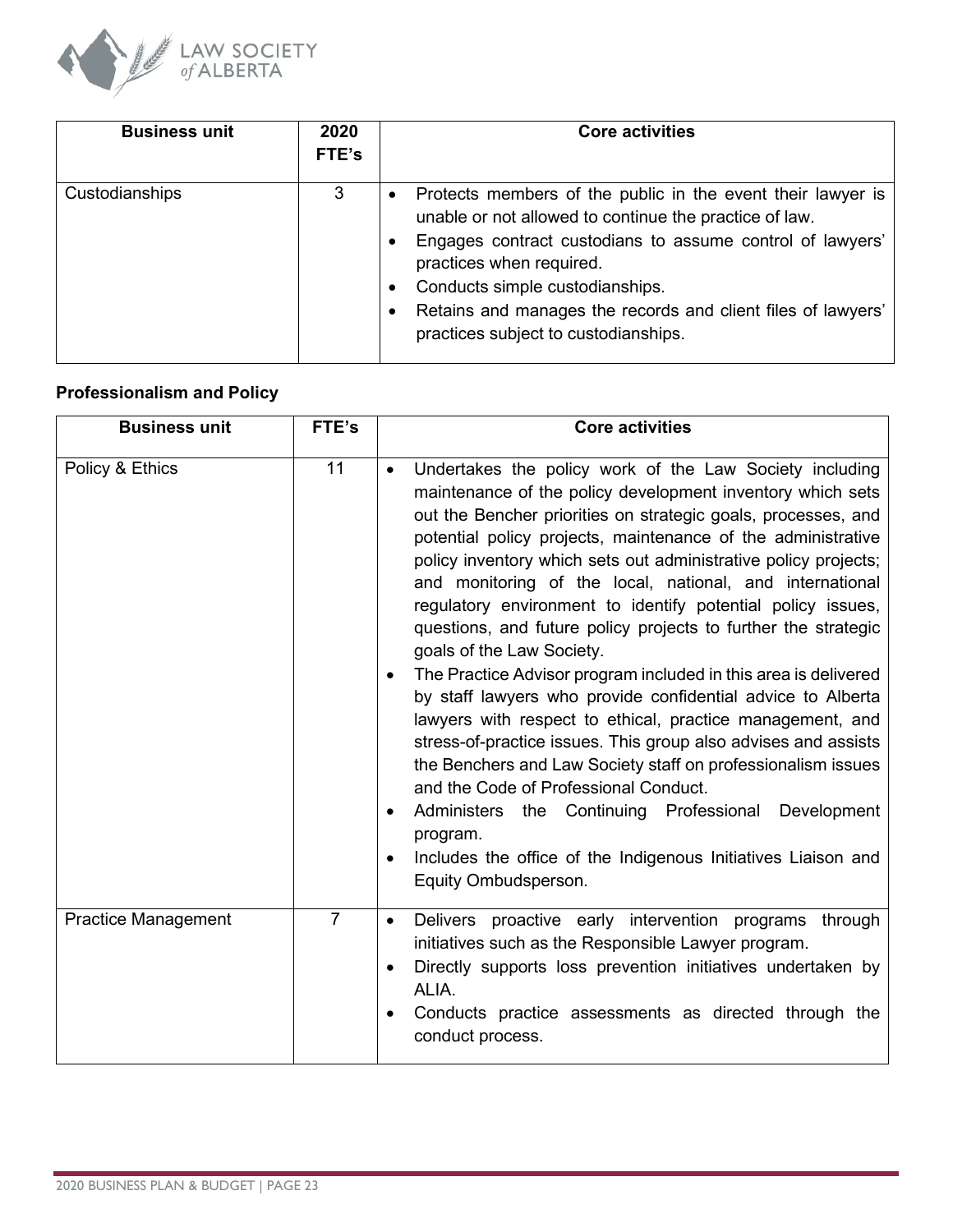| Business unit | 2020 FTE's | Core activities |
|---|---|---|
| Custodianships | 3 | • Protects members of the public in the event their lawyer is unable or not allowed to continue the practice of law.<br>• Engages contract custodians to assume control of lawyers' practices when required.<br>• Conducts simple custodianships.<br>• Retains and manages the records and client files of lawyers' practices subject to custodianships. |

**Professionalism and Policy**

| Business unit | FTE's | Core activities |
|---|---|---|
| Policy & Ethics | 11 | • Undertakes the policy work of the Law Society including maintenance of the policy development inventory which sets out the Bencher priorities on strategic goals, processes, and potential policy projects, maintenance of the administrative policy inventory which sets out administrative policy projects; and monitoring of the local, national, and international regulatory environment to identify potential policy issues, questions, and future policy projects to further the strategic goals of the Law Society.<br>• The Practice Advisor program included in this area is delivered by staff lawyers who provide confidential advice to Alberta lawyers with respect to ethical, practice management, and stress-of-practice issues. This group also advises and assists the Benchers and Law Society staff on professionalism issues and the Code of Professional Conduct.<br>• Administers the Continuing Professional Development program.<br>• Includes the office of the Indigenous Initiatives Liaison and Equity Ombudsperson. |
| Practice Management | 7 | • Delivers proactive early intervention programs through initiatives such as the Responsible Lawyer program.<br>• Directly supports loss prevention initiatives undertaken by ALIA.<br>• Conducts practice assessments as directed through the conduct process. |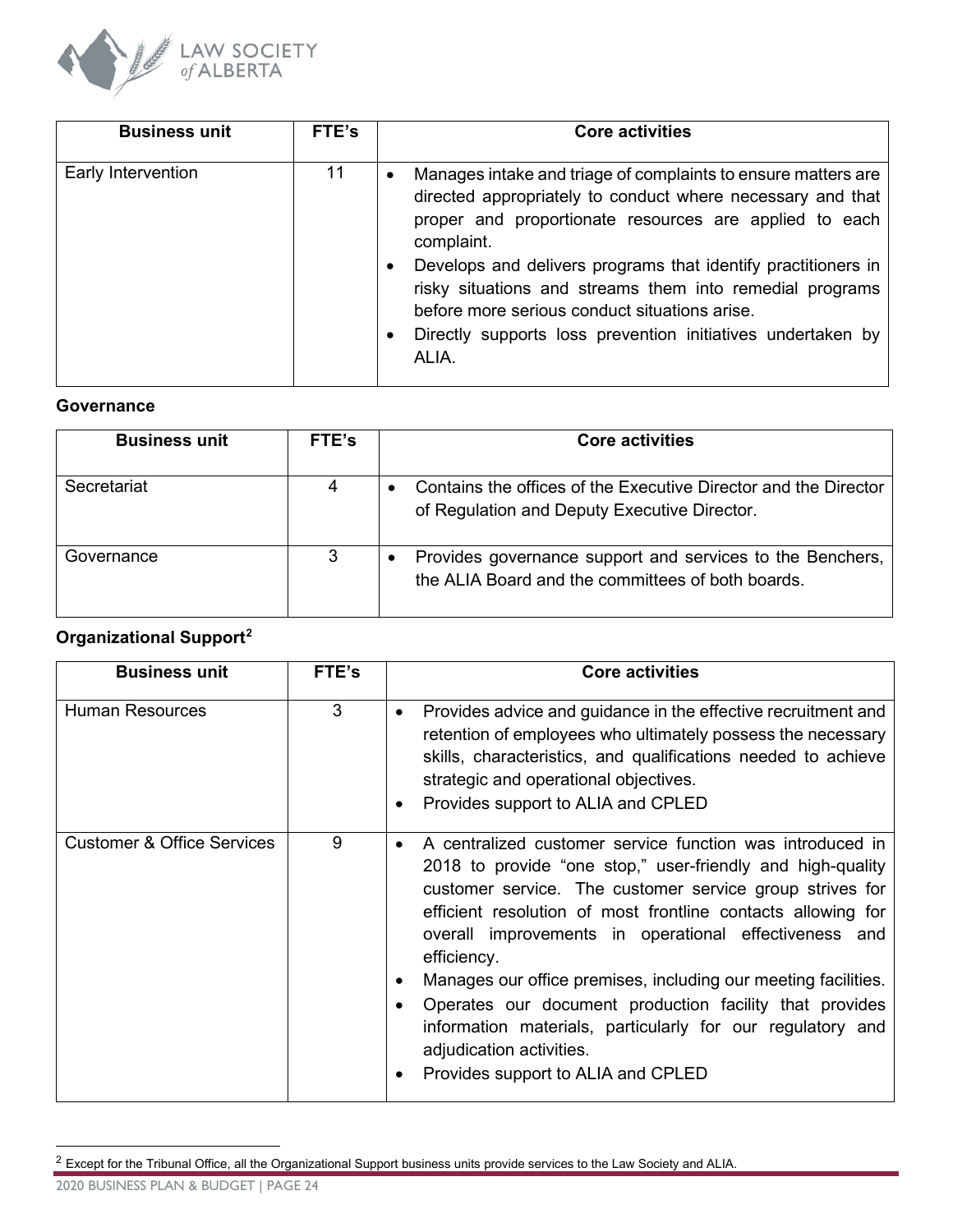| Business unit | FTE's | Core activities |
|---|---|---|
| Early Intervention | 11 | • Manages intake and triage of complaints to ensure matters are directed appropriately to conduct where necessary and that proper and proportionate resources are applied to each complaint.<br>• Develops and delivers programs that identify practitioners in risky situations and streams them into remedial programs before more serious conduct situations arise.<br>• Directly supports loss prevention initiatives undertaken by ALIA. |

**Governance**

| Business unit | FTE's | Core activities |
|---|---|---|
| Secretariat | 4 | • Contains the offices of the Executive Director and the Director of Regulation and Deputy Executive Director. |
| Governance | 3 | • Provides governance support and services to the Benchers, the ALIA Board and the committees of both boards. |

**Organizational Support**[2]

| Business unit | FTE's | Core activities |
|---|---|---|
| Human Resources | 3 | • Provides advice and guidance in the effective recruitment and retention of employees who ultimately possess the necessary skills, characteristics, and qualifications needed to achieve strategic and operational objectives.<br>• Provides support to ALIA and CPLED |
| Customer & Office Services | 9 | • A centralized customer service function was introduced in 2018 to provide "one stop," user-friendly and high-quality customer service. The customer service group strives for efficient resolution of most frontline contacts allowing for overall improvements in operational effectiveness and efficiency.<br>• Manages our office premises, including our meeting facilities.<br>• Operates our document production facility that provides information materials, particularly for our regulatory and adjudication activities.<br>• Provides support to ALIA and CPLED |

[2] Except for the Tribunal Office, all the Organizational Support business units provide services to the Law Society and ALIA.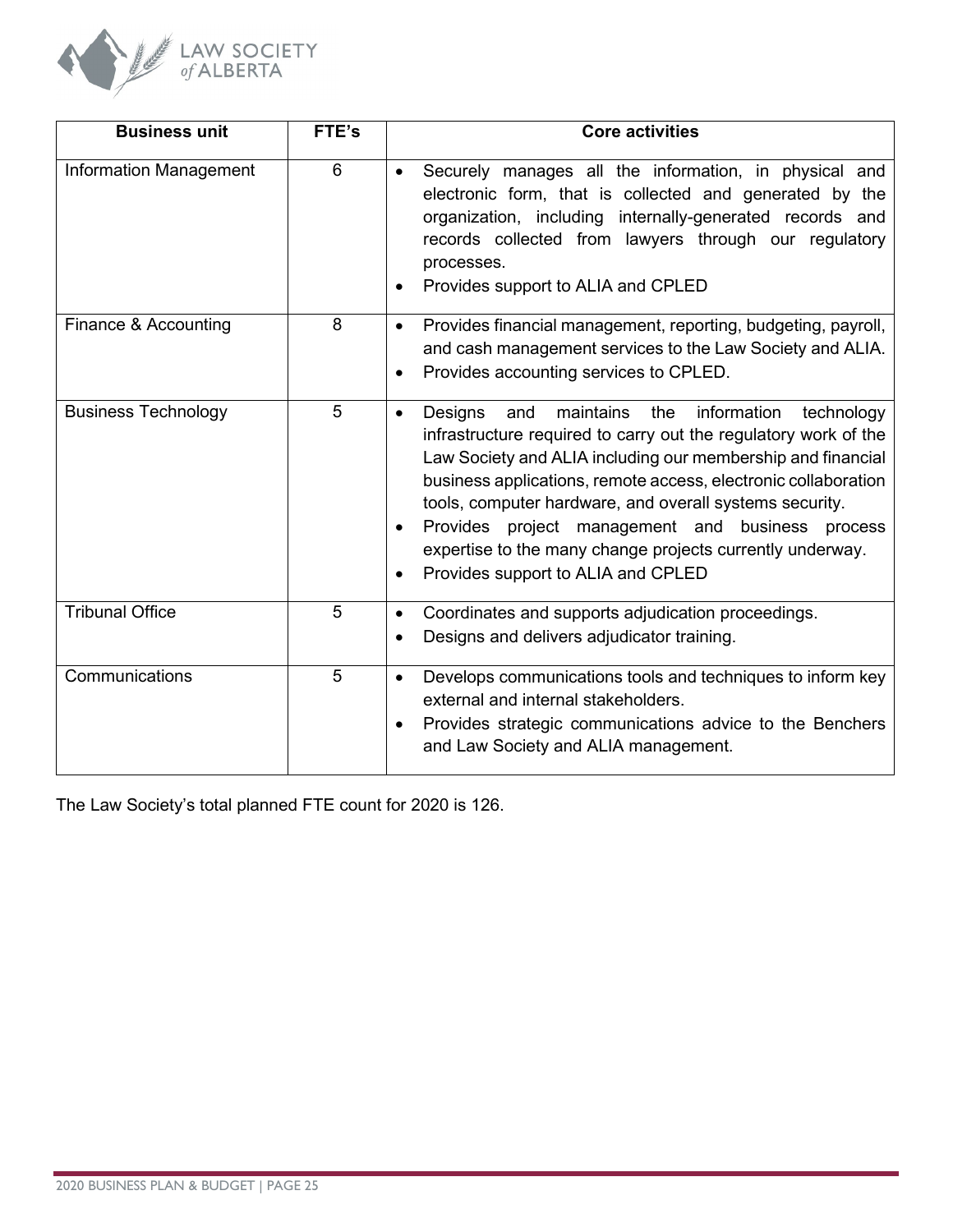| Business unit | FTE's | Core activities |
|---|---|---|
| Information Management | 6 | • Securely manages all the information, in physical and electronic form, that is collected and generated by the organization, including internally-generated records and records collected from lawyers through our regulatory processes.<br>• Provides support to ALIA and CPLED |
| Finance & Accounting | 8 | • Provides financial management, reporting, budgeting, payroll, and cash management services to the Law Society and ALIA.<br>• Provides accounting services to CPLED. |
| Business Technology | 5 | • Designs and maintains the information technology infrastructure required to carry out the regulatory work of the Law Society and ALIA including our membership and financial business applications, remote access, electronic collaboration tools, computer hardware, and overall systems security.<br>• Provides project management and business process expertise to the many change projects currently underway.<br>• Provides support to ALIA and CPLED |
| Tribunal Office | 5 | • Coordinates and supports adjudication proceedings.<br>• Designs and delivers adjudicator training. |
| Communications | 5 | • Develops communications tools and techniques to inform key external and internal stakeholders.<br>• Provides strategic communications advice to the Benchers and Law Society and ALIA management. |

The Law Society's total planned FTE count for 2020 is 126.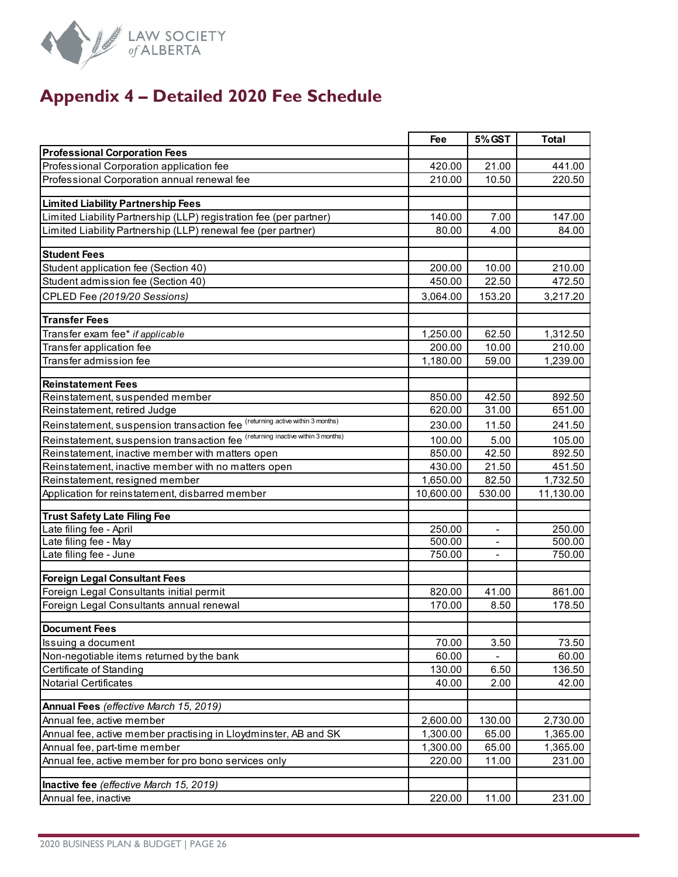## Appendix 4 – Detailed 2020 Fee Schedule

| | Fee | 5% GST | Total |
|---|---|---|---|
| **Professional Corporation Fees** | | | |
| Professional Corporation application fee | 420.00 | 21.00 | 441.00 |
| Professional Corporation annual renewal fee | 210.00 | 10.50 | 220.50 |
| | | | |
| **Limited Liability Partnership Fees** | | | |
| Limited Liability Partnership (LLP) registration fee (per partner) | 140.00 | 7.00 | 147.00 |
| Limited Liability Partnership (LLP) renewal fee (per partner) | 80.00 | 4.00 | 84.00 |
| | | | |
| **Student Fees** | | | |
| Student application fee (Section 40) | 200.00 | 10.00 | 210.00 |
| Student admission fee (Section 40) | 450.00 | 22.50 | 472.50 |
| CPLED Fee *(2019/20 Sessions)* | 3,064.00 | 153.20 | 3,217.20 |
| | | | |
| **Transfer Fees** | | | |
| Transfer exam fee* *if applicable* | 1,250.00 | 62.50 | 1,312.50 |
| Transfer application fee | 200.00 | 10.00 | 210.00 |
| Transfer admission fee | 1,180.00 | 59.00 | 1,239.00 |
| | | | |
| **Reinstatement Fees** | | | |
| Reinstatement, suspended member | 850.00 | 42.50 | 892.50 |
| Reinstatement, retired Judge | 620.00 | 31.00 | 651.00 |
| Reinstatement, suspension transaction fee (returning active within 3 months) | 230.00 | 11.50 | 241.50 |
| Reinstatement, suspension transaction fee (returning inactive within 3 months) | 100.00 | 5.00 | 105.00 |
| Reinstatement, inactive member with matters open | 850.00 | 42.50 | 892.50 |
| Reinstatement, inactive member with no matters open | 430.00 | 21.50 | 451.50 |
| Reinstatement, resigned member | 1,650.00 | 82.50 | 1,732.50 |
| Application for reinstatement, disbarred member | 10,600.00 | 530.00 | 11,130.00 |
| | | | |
| **Trust Safety Late Filing Fee** | | | |
| Late filing fee - April | 250.00 | - | 250.00 |
| Late filing fee - May | 500.00 | - | 500.00 |
| Late filing fee - June | 750.00 | - | 750.00 |
| | | | |
| **Foreign Legal Consultant Fees** | | | |
| Foreign Legal Consultants initial permit | 820.00 | 41.00 | 861.00 |
| Foreign Legal Consultants annual renewal | 170.00 | 8.50 | 178.50 |
| | | | |
| **Document Fees** | | | |
| Issuing a document | 70.00 | 3.50 | 73.50 |
| Non-negotiable items returned by the bank | 60.00 | - | 60.00 |
| Certificate of Standing | 130.00 | 6.50 | 136.50 |
| Notarial Certificates | 40.00 | 2.00 | 42.00 |
| | | | |
| **Annual Fees** *(effective March 15, 2019)* | | | |
| Annual fee, active member | 2,600.00 | 130.00 | 2,730.00 |
| Annual fee, active member practising in Lloydminster, AB and SK | 1,300.00 | 65.00 | 1,365.00 |
| Annual fee, part-time member | 1,300.00 | 65.00 | 1,365.00 |
| Annual fee, active member for pro bono services only | 220.00 | 11.00 | 231.00 |
| | | | |
| **Inactive fee** *(effective March 15, 2019)* | | | |
| Annual fee, inactive | 220.00 | 11.00 | 231.00 |